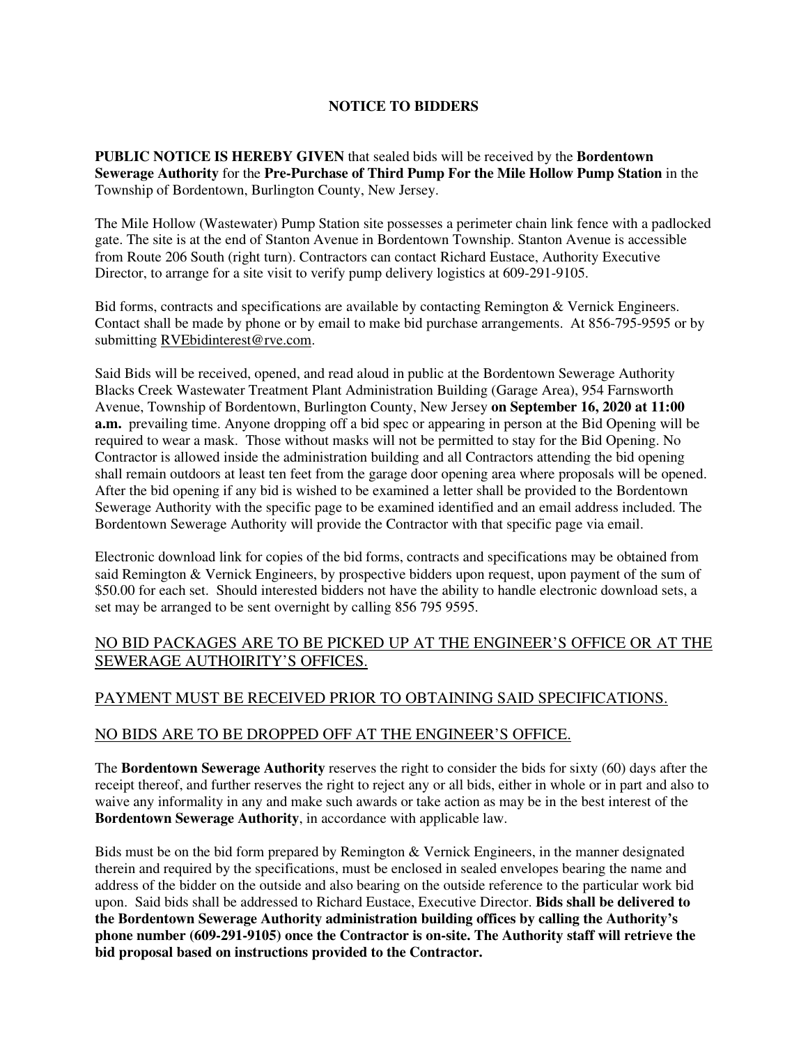# NOTICE TO BIDDERS

**PUBLIC NOTICE IS HEREBY GIVEN** that sealed bids will be received by the **Bordentown Sewerage Authority** for the **Pre-Purchase of Third Pump For the Mile Hollow Pump Station** in the Township of Bordentown, Burlington County, New Jersey.

The Mile Hollow (Wastewater) Pump Station site possesses a perimeter chain link fence with a padlocked gate. The site is at the end of Stanton Avenue in Bordentown Township. Stanton Avenue is accessible from Route 206 South (right turn). Contractors can contact Richard Eustace, Authority Executive Director, to arrange for a site visit to verify pump delivery logistics at 609-291-9105.

Bid forms, contracts and specifications are available by contacting Remington & Vernick Engineers. Contact shall be made by phone or by email to make bid purchase arrangements. At 856-795-9595 or by submitting RVEbidinterest@rve.com.

Said Bids will be received, opened, and read aloud in public at the Bordentown Sewerage Authority Blacks Creek Wastewater Treatment Plant Administration Building (Garage Area), 954 Farnsworth Avenue, Township of Bordentown, Burlington County, New Jersey **on September 16, 2020 at 11:00 a.m.** prevailing time. Anyone dropping off a bid spec or appearing in person at the Bid Opening will be required to wear a mask. Those without masks will not be permitted to stay for the Bid Opening. No Contractor is allowed inside the administration building and all Contractors attending the bid opening shall remain outdoors at least ten feet from the garage door opening area where proposals will be opened. After the bid opening if any bid is wished to be examined a letter shall be provided to the Bordentown Sewerage Authority with the specific page to be examined identified and an email address included. The Bordentown Sewerage Authority will provide the Contractor with that specific page via email.

Electronic download link for copies of the bid forms, contracts and specifications may be obtained from said Remington & Vernick Engineers, by prospective bidders upon request, upon payment of the sum of $50.00 for each set. Should interested bidders not have the ability to handle electronic download sets, a set may be arranged to be sent overnight by calling 856 795 9595.

<u>NO BID PACKAGES ARE TO BE PICKED UP AT THE ENGINEER'S OFFICE OR AT THE SEWERAGE AUTHOIRITY'S OFFICES.</u>

<u>PAYMENT MUST BE RECEIVED PRIOR TO OBTAINING SAID SPECIFICATIONS.</u>

<u>NO BIDS ARE TO BE DROPPED OFF AT THE ENGINEER'S OFFICE.</u>

The **Bordentown Sewerage Authority** reserves the right to consider the bids for sixty (60) days after the receipt thereof, and further reserves the right to reject any or all bids, either in whole or in part and also to waive any informality in any and make such awards or take action as may be in the best interest of the **Bordentown Sewerage Authority**, in accordance with applicable law.

Bids must be on the bid form prepared by Remington & Vernick Engineers, in the manner designated therein and required by the specifications, must be enclosed in sealed envelopes bearing the name and address of the bidder on the outside and also bearing on the outside reference to the particular work bid upon. Said bids shall be addressed to Richard Eustace, Executive Director. **Bids shall be delivered to the Bordentown Sewerage Authority administration building offices by calling the Authority's phone number (609-291-9105) once the Contractor is on-site. The Authority staff will retrieve the bid proposal based on instructions provided to the Contractor.**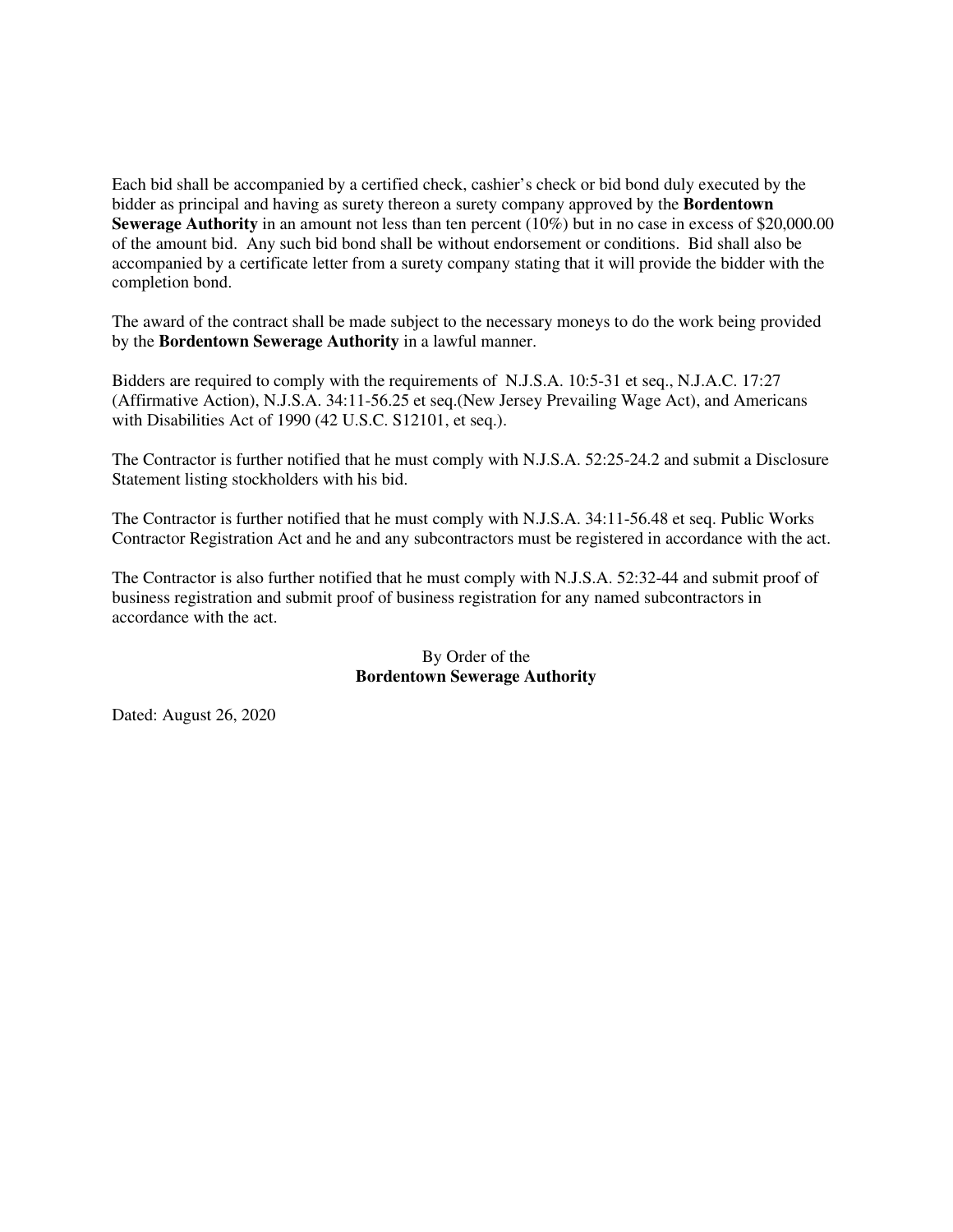Each bid shall be accompanied by a certified check, cashier's check or bid bond duly executed by the bidder as principal and having as surety thereon a surety company approved by the **Bordentown Sewerage Authority** in an amount not less than ten percent (10%) but in no case in excess of $20,000.00 of the amount bid. Any such bid bond shall be without endorsement or conditions. Bid shall also be accompanied by a certificate letter from a surety company stating that it will provide the bidder with the completion bond.

The award of the contract shall be made subject to the necessary moneys to do the work being provided by the **Bordentown Sewerage Authority** in a lawful manner.

Bidders are required to comply with the requirements of N.J.S.A. 10:5-31 et seq., N.J.A.C. 17:27 (Affirmative Action), N.J.S.A. 34:11-56.25 et seq.(New Jersey Prevailing Wage Act), and Americans with Disabilities Act of 1990 (42 U.S.C. S12101, et seq.).

The Contractor is further notified that he must comply with N.J.S.A. 52:25-24.2 and submit a Disclosure Statement listing stockholders with his bid.

The Contractor is further notified that he must comply with N.J.S.A. 34:11-56.48 et seq. Public Works Contractor Registration Act and he and any subcontractors must be registered in accordance with the act.

The Contractor is also further notified that he must comply with N.J.S.A. 52:32-44 and submit proof of business registration and submit proof of business registration for any named subcontractors in accordance with the act.

By Order of the
**Bordentown Sewerage Authority**

Dated: August 26, 2020